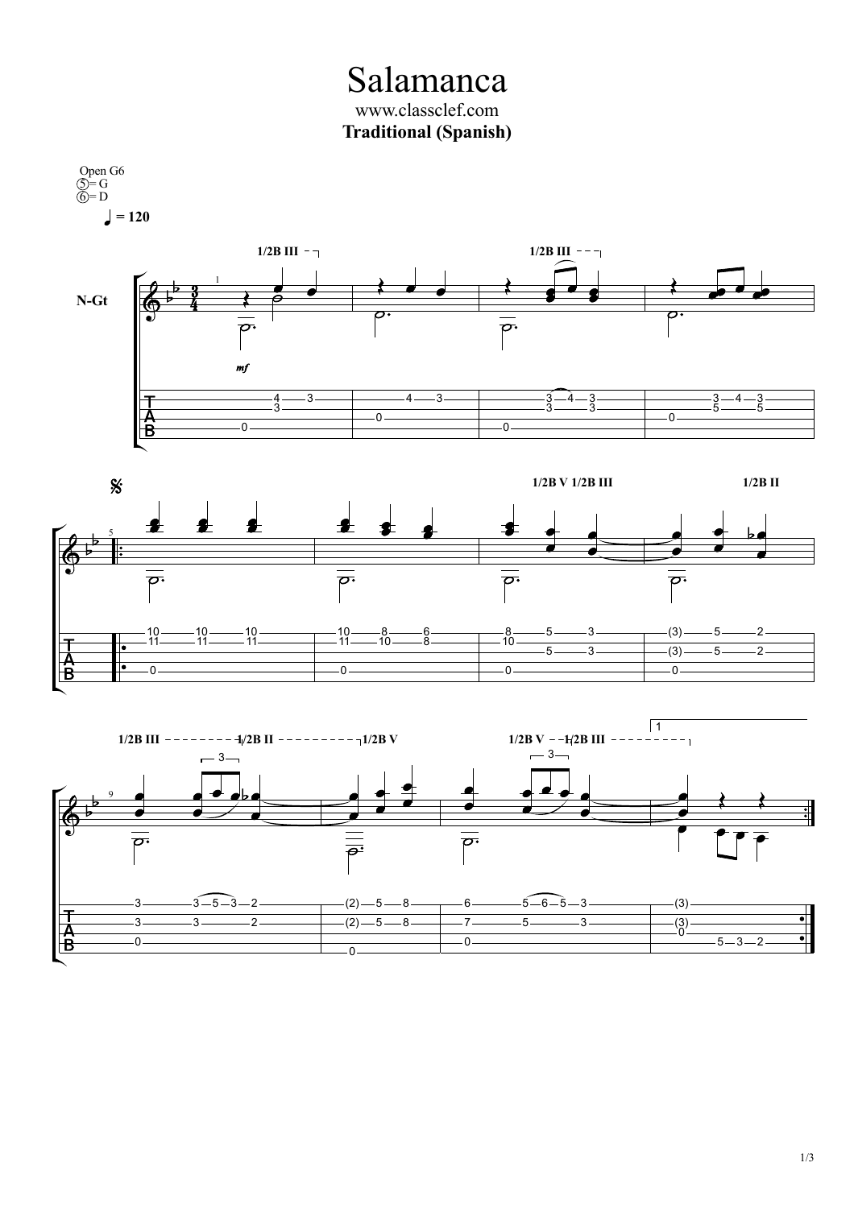# Salamanca

www.classclef.com

**Traditional (Spanish)**

Open G6
⑤= G
⑥= D

♩ = 120

N-Gt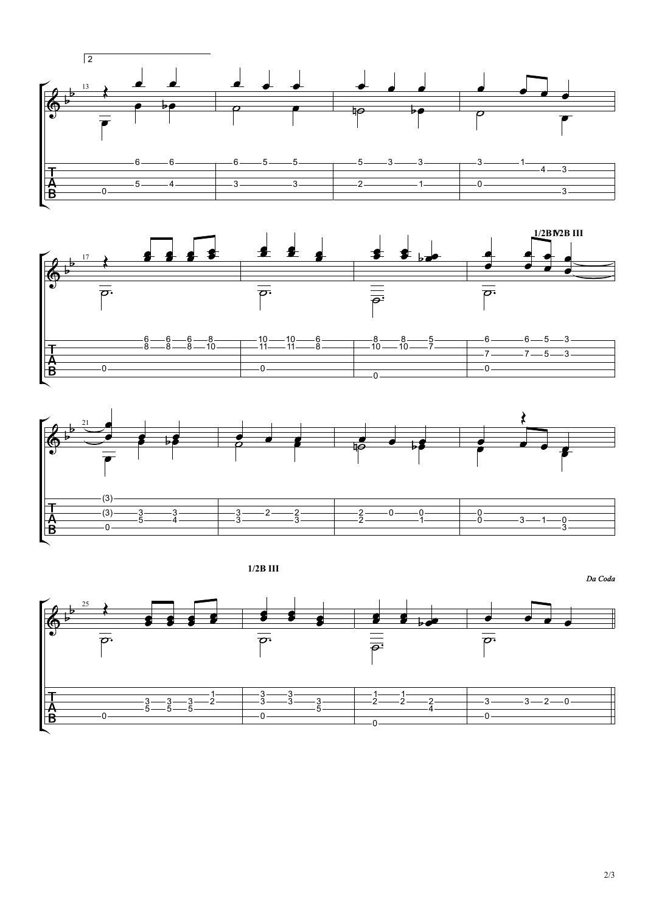1/2B III

1/2B III

*Da Coda*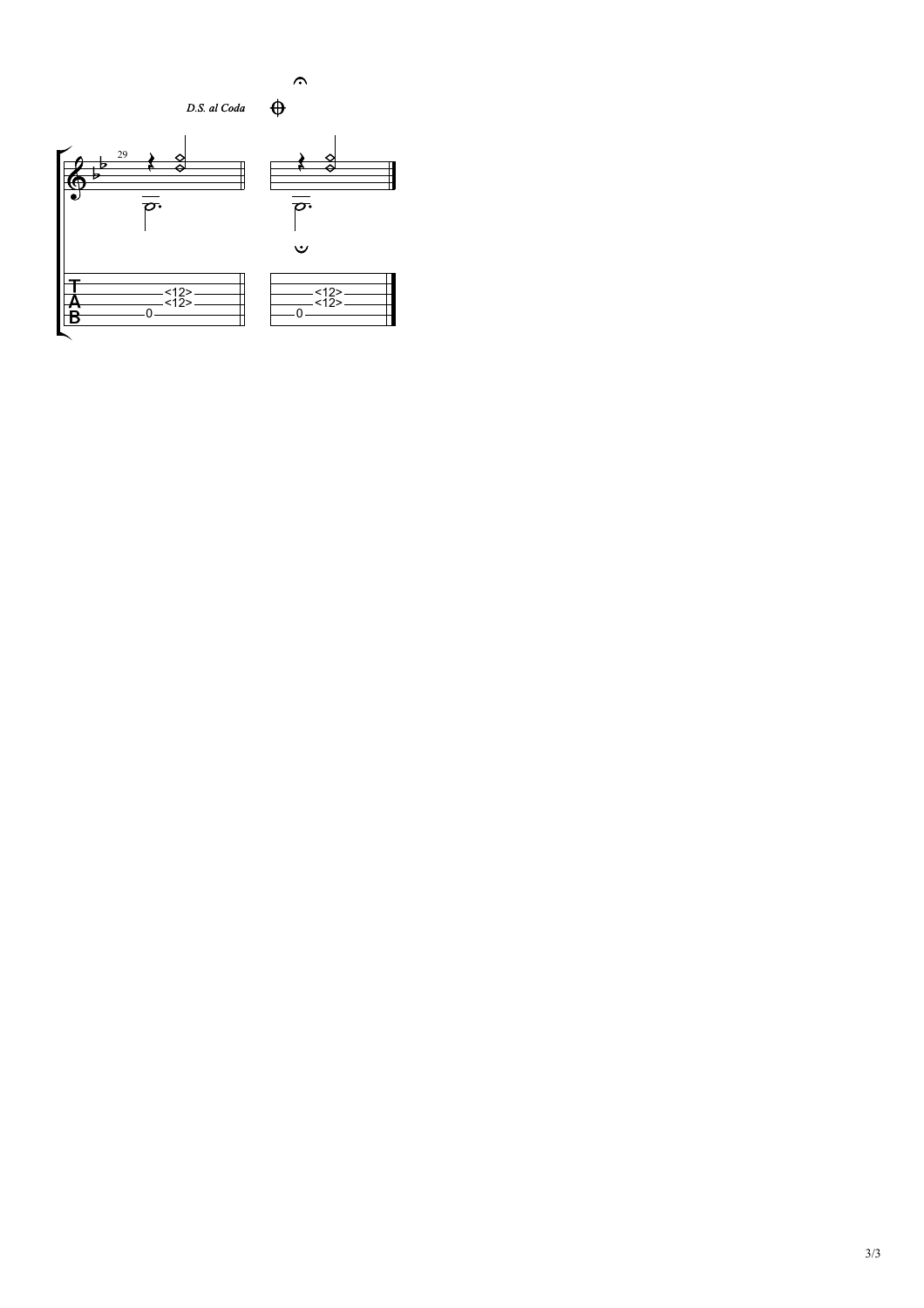*D.S. al Coda*